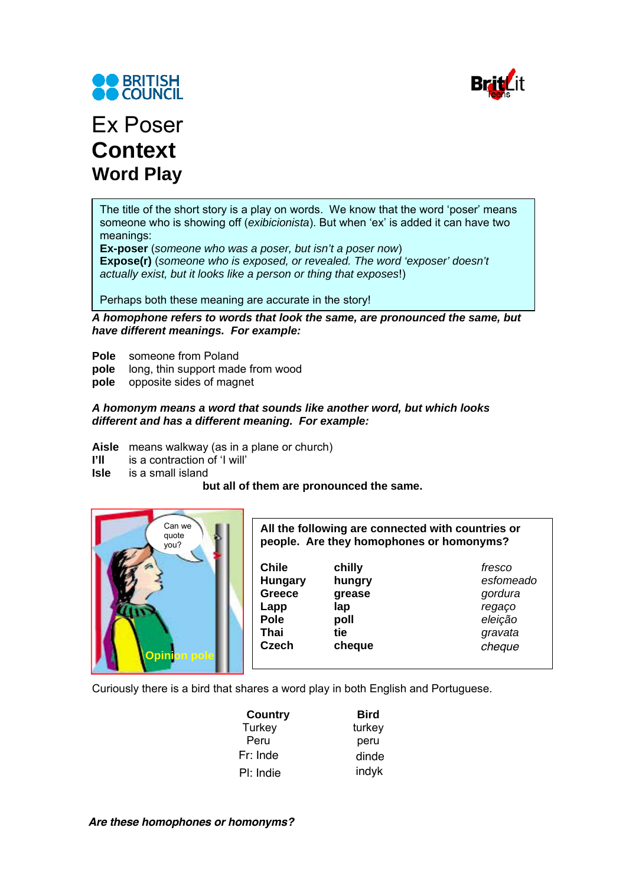BRITISH COUNCIL

BritLit Teens

# Ex Poser
## Context
### Word Play

The title of the short story is a play on words. We know that the word 'poser' means someone who is showing off (*exibicionista*). But when 'ex' is added it can have two meanings:
**Ex-poser** (*someone who was a poser, but isn't a poser now*)
**Expose(r)** (*someone who is exposed, or revealed. The word 'exposer' doesn't actually exist, but it looks like a person or thing that exposes*!)

Perhaps both these meaning are accurate in the story!

***A homophone refers to words that look the same, are pronounced the same, but have different meanings. For example:***

**Pole** someone from Poland
**pole** long, thin support made from wood
**pole** opposite sides of magnet

***A homonym means a word that sounds like another word, but which looks different and has a different meaning. For example:***

**Aisle** means walkway (as in a plane or church)
**I'll** is a contraction of 'I will'
**Isle** is a small island
**but all of them are pronounced the same.**

Can we quote you?

Opinion pole

**All the following are connected with countries or people. Are they homophones or homonyms?**

| | | |
|---|---|---|
| **Chile** | **chilly** | *fresco* |
| **Hungary** | **hungry** | *esfomeado* |
| **Greece** | **grease** | *gordura* |
| **Lapp** | **lap** | *regaço* |
| **Pole** | **poll** | *eleição* |
| **Thai** | **tie** | *gravata* |
| **Czech** | **cheque** | *cheque* |

Curiously there is a bird that shares a word play in both English and Portuguese.

| Country | Bird |
|---|---|
| Turkey | turkey |
| Peru | peru |
| Fr: Inde | dinde |
| Pl: Indie | indyk |

***Are these homophones or homonyms?***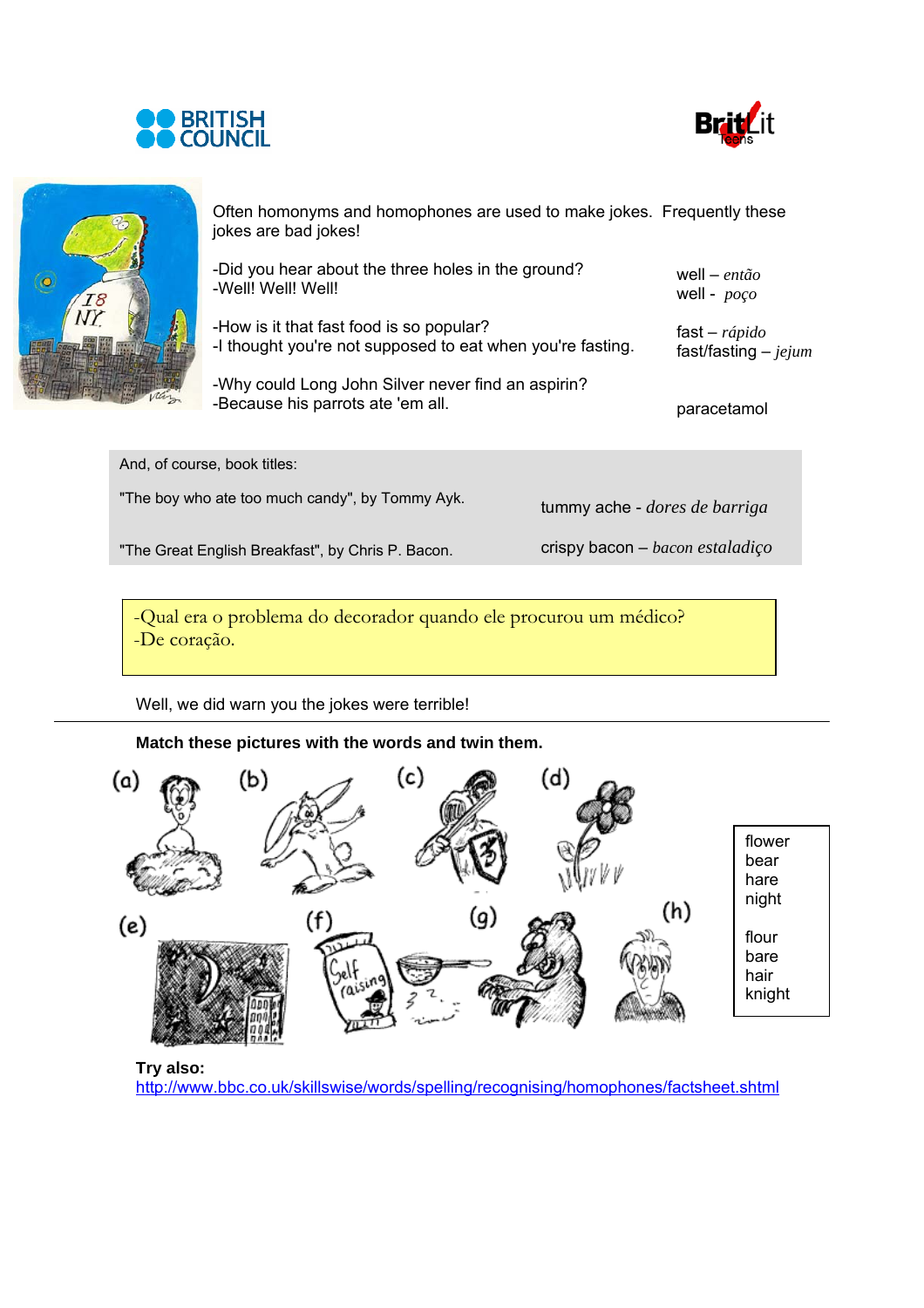Often homonyms and homophones are used to make jokes. Frequently these jokes are bad jokes!

-Did you hear about the three holes in the ground?
-Well! Well! Well!

well – *então*
well - *poço*

-How is it that fast food is so popular?
-I thought you're not supposed to eat when you're fasting.

fast – *rápido*
fast/fasting – *jejum*

-Why could Long John Silver never find an aspirin?
-Because his parrots ate 'em all.

paracetamol

And, of course, book titles:

"The boy who ate too much candy", by Tommy Ayk. — tummy ache - *dores de barriga*

"The Great English Breakfast", by Chris P. Bacon. — crispy bacon – *bacon estaladiço*

-Qual era o problema do decorador quando ele procurou um médico?
-De coração.

Well, we did warn you the jokes were terrible!

---

**Match these pictures with the words and twin them.**

(a) (b) (c) (d)

(e) (f) (g) (h)

flower
bear
hare
night

flour
bare
hair
knight

**Try also:**
http://www.bbc.co.uk/skillswise/words/spelling/recognising/homophones/factsheet.shtml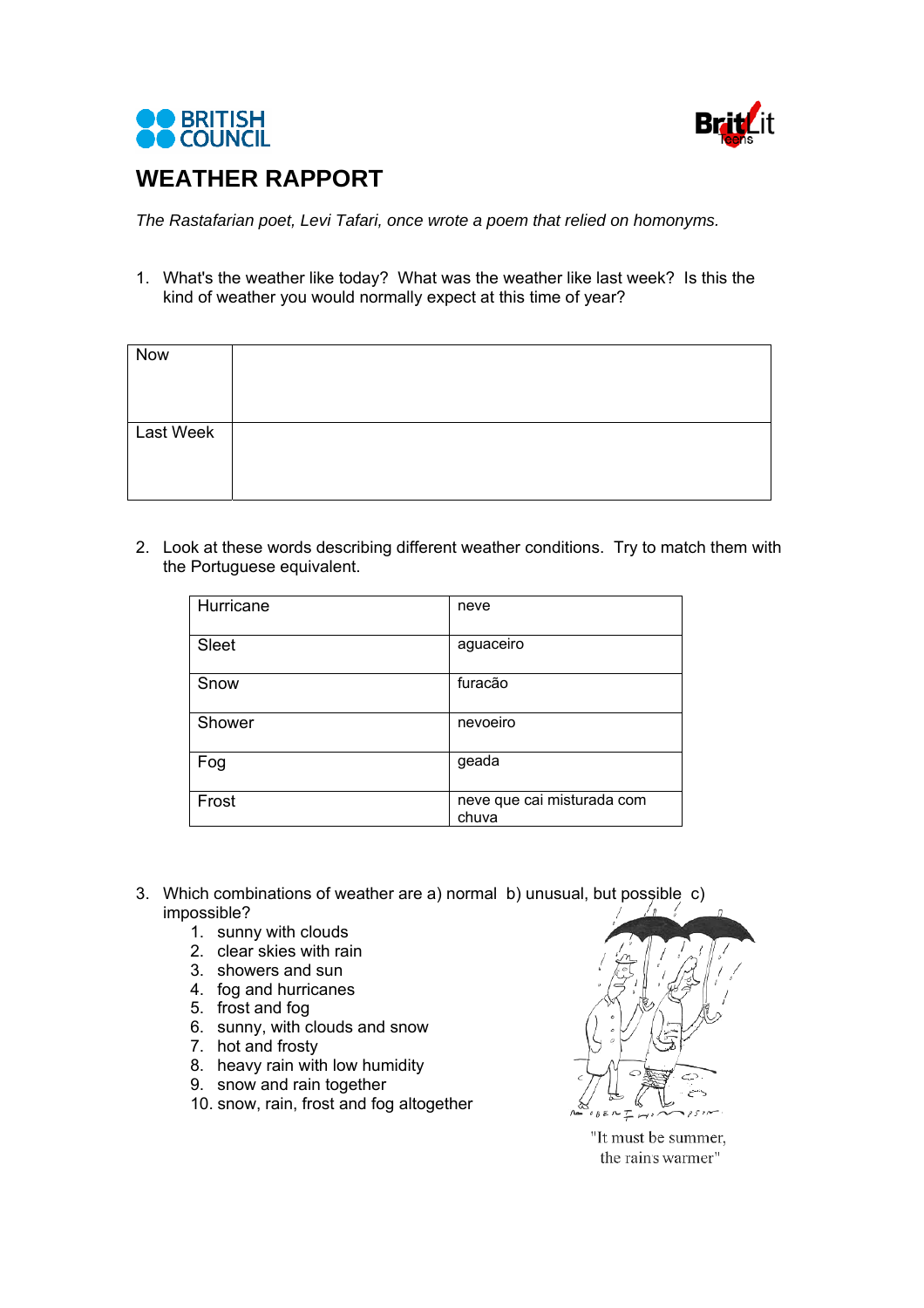# WEATHER RAPPORT

*The Rastafarian poet, Levi Tafari, once wrote a poem that relied on homonyms.*

1. What's the weather like today? What was the weather like last week? Is this the kind of weather you would normally expect at this time of year?

| Now | |
|---|---|
| Last Week | |

2. Look at these words describing different weather conditions. Try to match them with the Portuguese equivalent.

| Hurricane | neve |
|---|---|
| Sleet | aguaceiro |
| Snow | furacão |
| Shower | nevoeiro |
| Fog | geada |
| Frost | neve que cai misturada com chuva |

3. Which combinations of weather are a) normal b) unusual, but possible c) impossible?
   1. sunny with clouds
   2. clear skies with rain
   3. showers and sun
   4. fog and hurricanes
   5. frost and fog
   6. sunny, with clouds and snow
   7. hot and frosty
   8. heavy rain with low humidity
   9. snow and rain together
   10. snow, rain, frost and fog altogether

"It must be summer, the rain's warmer"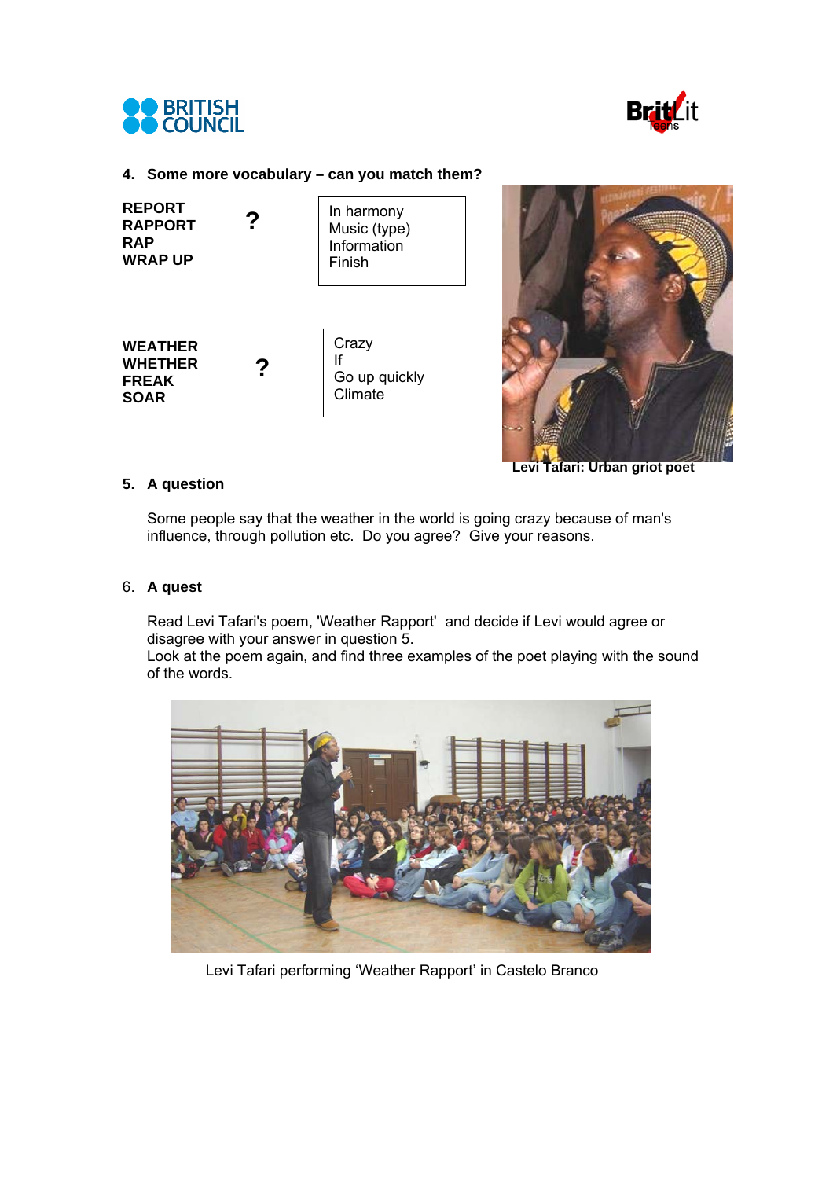### 4. Some more vocabulary – can you match them?

**REPORT**
**RAPPORT**
**RAP**
**WRAP UP**

**?**

| In harmony<br>Music (type)<br>Information<br>Finish |
|---|

**WEATHER**
**WHETHER**
**FREAK**
**SOAR**

**?**

| Crazy<br>If<br>Go up quickly<br>Climate |
|---|

**Levi Tafari: Urban griot poet**

### 5. A question

Some people say that the weather in the world is going crazy because of man's influence, through pollution etc. Do you agree? Give your reasons.

### 6. A quest

Read Levi Tafari's poem, 'Weather Rapport' and decide if Levi would agree or disagree with your answer in question 5.
Look at the poem again, and find three examples of the poet playing with the sound of the words.

Levi Tafari performing 'Weather Rapport' in Castelo Branco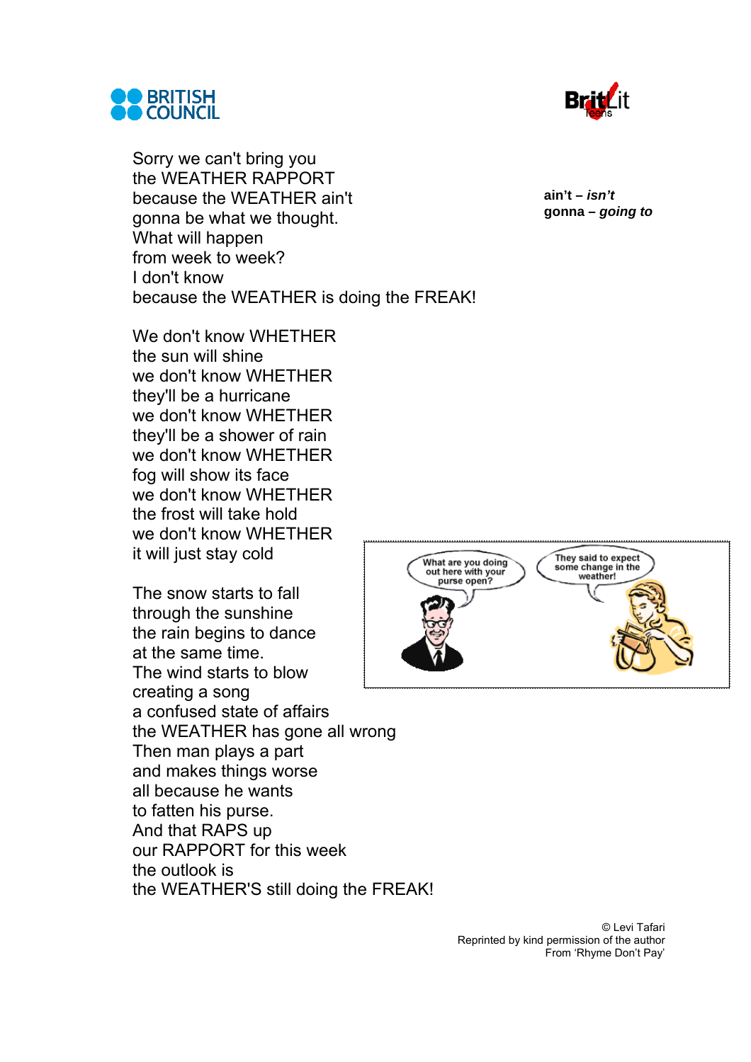Sorry we can't bring you
the WEATHER RAPPORT
because the WEATHER ain't
gonna be what we thought.
What will happen
from week to week?
I don't know
because the WEATHER is doing the FREAK!

**ain't** – ***isn't***
**gonna** – ***going to***

We don't know WHETHER
the sun will shine
we don't know WHETHER
they'll be a hurricane
we don't know WHETHER
they'll be a shower of rain
we don't know WHETHER
fog will show its face
we don't know WHETHER
the frost will take hold
we don't know WHETHER
it will just stay cold

The snow starts to fall
through the sunshine
the rain begins to dance
at the same time.
The wind starts to blow
creating a song
a confused state of affairs
the WEATHER has gone all wrong
Then man plays a part
and makes things worse
all because he wants
to fatten his purse.
And that RAPS up
our RAPPORT for this week
the outlook is
the WEATHER'S still doing the FREAK!

© Levi Tafari
Reprinted by kind permission of the author
From 'Rhyme Don't Pay'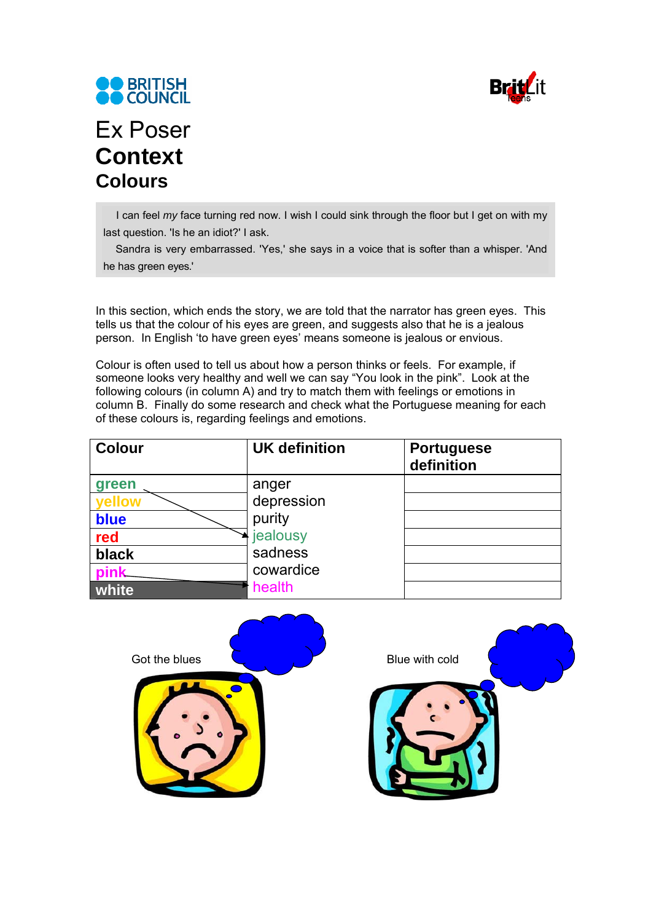# Ex Poser

## Context

### Colours

> I can feel *my* face turning red now. I wish I could sink through the floor but I get on with my last question. 'Is he an idiot?' I ask.
>
> Sandra is very embarrassed. 'Yes,' she says in a voice that is softer than a whisper. 'And he has green eyes.'

In this section, which ends the story, we are told that the narrator has green eyes. This tells us that the colour of his eyes are green, and suggests also that he is a jealous person. In English 'to have green eyes' means someone is jealous or envious.

Colour is often used to tell us about how a person thinks or feels. For example, if someone looks very healthy and well we can say "You look in the pink". Look at the following colours (in column A) and try to match them with feelings or emotions in column B. Finally do some research and check what the Portuguese meaning for each of these colours is, regarding feelings and emotions.

| Colour | UK definition | Portuguese definition |
|---|---|---|
| green | anger | |
| yellow | depression | |
| blue | purity | |
| red | jealousy | |
| black | sadness | |
| pink | cowardice | |
| white | health | |

Got the blues

Blue with cold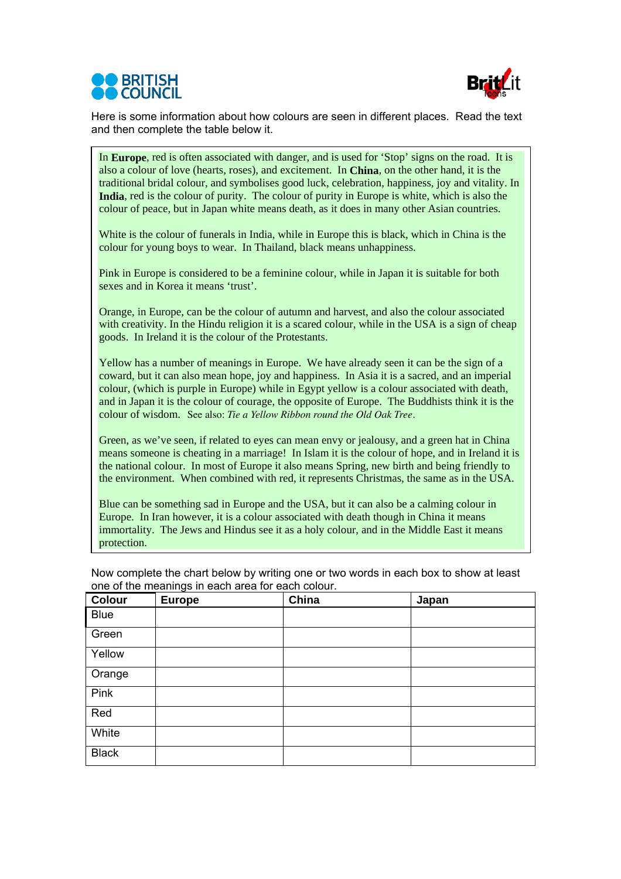Here is some information about how colours are seen in different places. Read the text and then complete the table below it.

In **Europe**, red is often associated with danger, and is used for 'Stop' signs on the road. It is also a colour of love (hearts, roses), and excitement. In **China**, on the other hand, it is the traditional bridal colour, and symbolises good luck, celebration, happiness, joy and vitality. In **India**, red is the colour of purity. The colour of purity in Europe is white, which is also the colour of peace, but in Japan white means death, as it does in many other Asian countries.

White is the colour of funerals in India, while in Europe this is black, which in China is the colour for young boys to wear. In Thailand, black means unhappiness.

Pink in Europe is considered to be a feminine colour, while in Japan it is suitable for both sexes and in Korea it means 'trust'.

Orange, in Europe, can be the colour of autumn and harvest, and also the colour associated with creativity. In the Hindu religion it is a scared colour, while in the USA is a sign of cheap goods. In Ireland it is the colour of the Protestants.

Yellow has a number of meanings in Europe. We have already seen it can be the sign of a coward, but it can also mean hope, joy and happiness. In Asia it is a sacred, and an imperial colour, (which is purple in Europe) while in Egypt yellow is a colour associated with death, and in Japan it is the colour of courage, the opposite of Europe. The Buddhists think it is the colour of wisdom. See also: *Tie a Yellow Ribbon round the Old Oak Tree*.

Green, as we've seen, if related to eyes can mean envy or jealousy, and a green hat in China means someone is cheating in a marriage! In Islam it is the colour of hope, and in Ireland it is the national colour. In most of Europe it also means Spring, new birth and being friendly to the environment. When combined with red, it represents Christmas, the same as in the USA.

Blue can be something sad in Europe and the USA, but it can also be a calming colour in Europe. In Iran however, it is a colour associated with death though in China it means immortality. The Jews and Hindus see it as a holy colour, and in the Middle East it means protection.

Now complete the chart below by writing one or two words in each box to show at least one of the meanings in each area for each colour.

| Colour | Europe | China | Japan |
|---|---|---|---|
| Blue | | | |
| Green | | | |
| Yellow | | | |
| Orange | | | |
| Pink | | | |
| Red | | | |
| White | | | |
| Black | | | |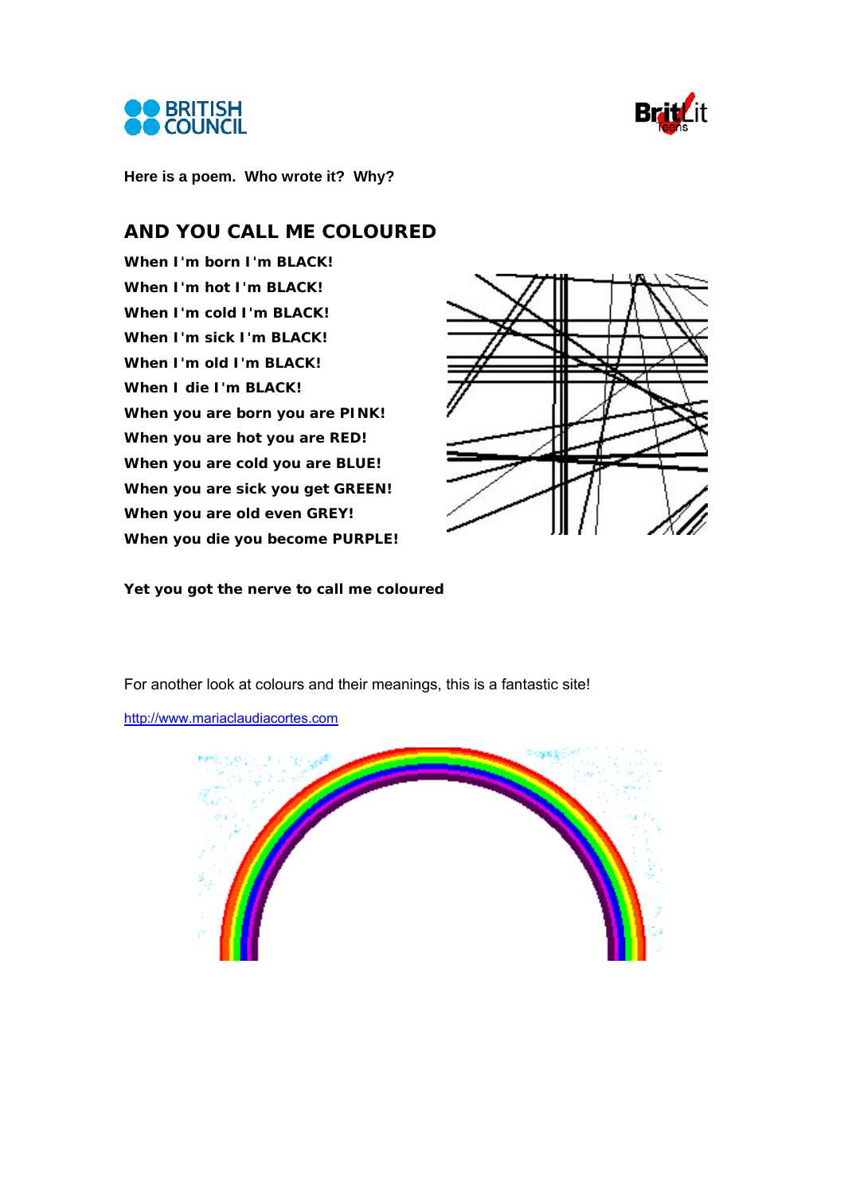**Here is a poem. Who wrote it? Why?**

## AND YOU CALL ME COLOURED

**When I'm born I'm BLACK!**
**When I'm hot I'm BLACK!**
**When I'm cold I'm BLACK!**
**When I'm sick I'm BLACK!**
**When I'm old I'm BLACK!**
**When I die I'm BLACK!**
**When you are born you are PINK!**
**When you are hot you are RED!**
**When you are cold you are BLUE!**
**When you are sick you get GREEN!**
**When you are old even GREY!**
**When you die you become PURPLE!**

**Yet you got the nerve to call me coloured**

For another look at colours and their meanings, this is a fantastic site!

[http://www.mariaclaudiacortes.com](http://www.mariaclaudiacortes.com)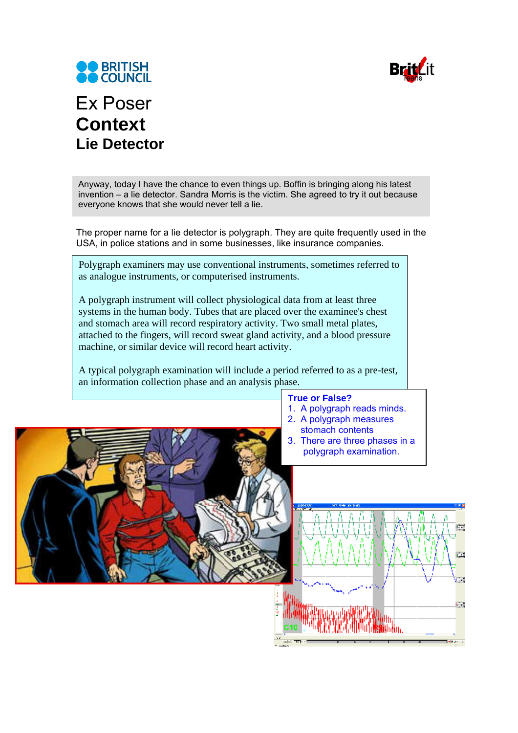# Ex Poser

# Context

## Lie Detector

Anyway, today I have the chance to even things up. Boffin is bringing along his latest invention – a lie detector. Sandra Morris is the victim. She agreed to try it out because everyone knows that she would never tell a lie.

The proper name for a lie detector is polygraph. They are quite frequently used in the USA, in police stations and in some businesses, like insurance companies.

Polygraph examiners may use conventional instruments, sometimes referred to as analogue instruments, or computerised instruments.

A polygraph instrument will collect physiological data from at least three systems in the human body. Tubes that are placed over the examinee's chest and stomach area will record respiratory activity. Two small metal plates, attached to the fingers, will record sweat gland activity, and a blood pressure machine, or similar device will record heart activity.

A typical polygraph examination will include a period referred to as a pre-test, an information collection phase and an analysis phase.

**True or False?**

1. A polygraph reads minds.
2. A polygraph measures stomach contents
3. There are three phases in a polygraph examination.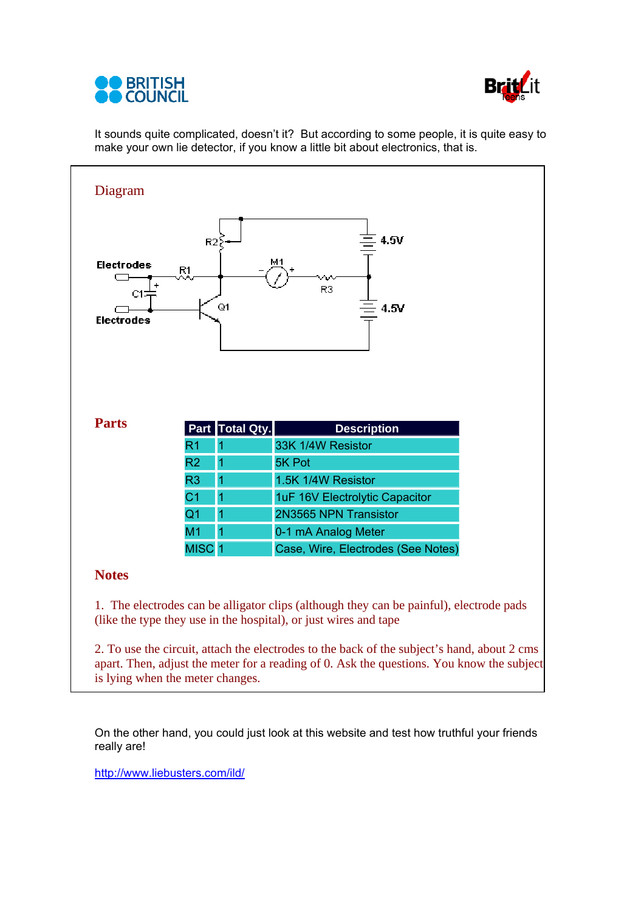It sounds quite complicated, doesn't it? But according to some people, it is quite easy to make your own lie detector, if you know a little bit about electronics, that is.

## Diagram

Electrodes R2 R1 M1 R3 4.5V 4.5V C1 Q1 Electrodes

## Parts

| Part | Total Qty. | Description |
|---|---|---|
| R1 | 1 | 33K 1/4W Resistor |
| R2 | 1 | 5K Pot |
| R3 | 1 | 1.5K 1/4W Resistor |
| C1 | 1 | 1uF 16V Electrolytic Capacitor |
| Q1 | 1 | 2N3565 NPN Transistor |
| M1 | 1 | 0-1 mA Analog Meter |
| MISC | 1 | Case, Wire, Electrodes (See Notes) |

## Notes

1. The electrodes can be alligator clips (although they can be painful), electrode pads (like the type they use in the hospital), or just wires and tape

2. To use the circuit, attach the electrodes to the back of the subject's hand, about 2 cms apart. Then, adjust the meter for a reading of 0. Ask the questions. You know the subject is lying when the meter changes.

On the other hand, you could just look at this website and test how truthful your friends really are!

http://www.liebusters.com/ild/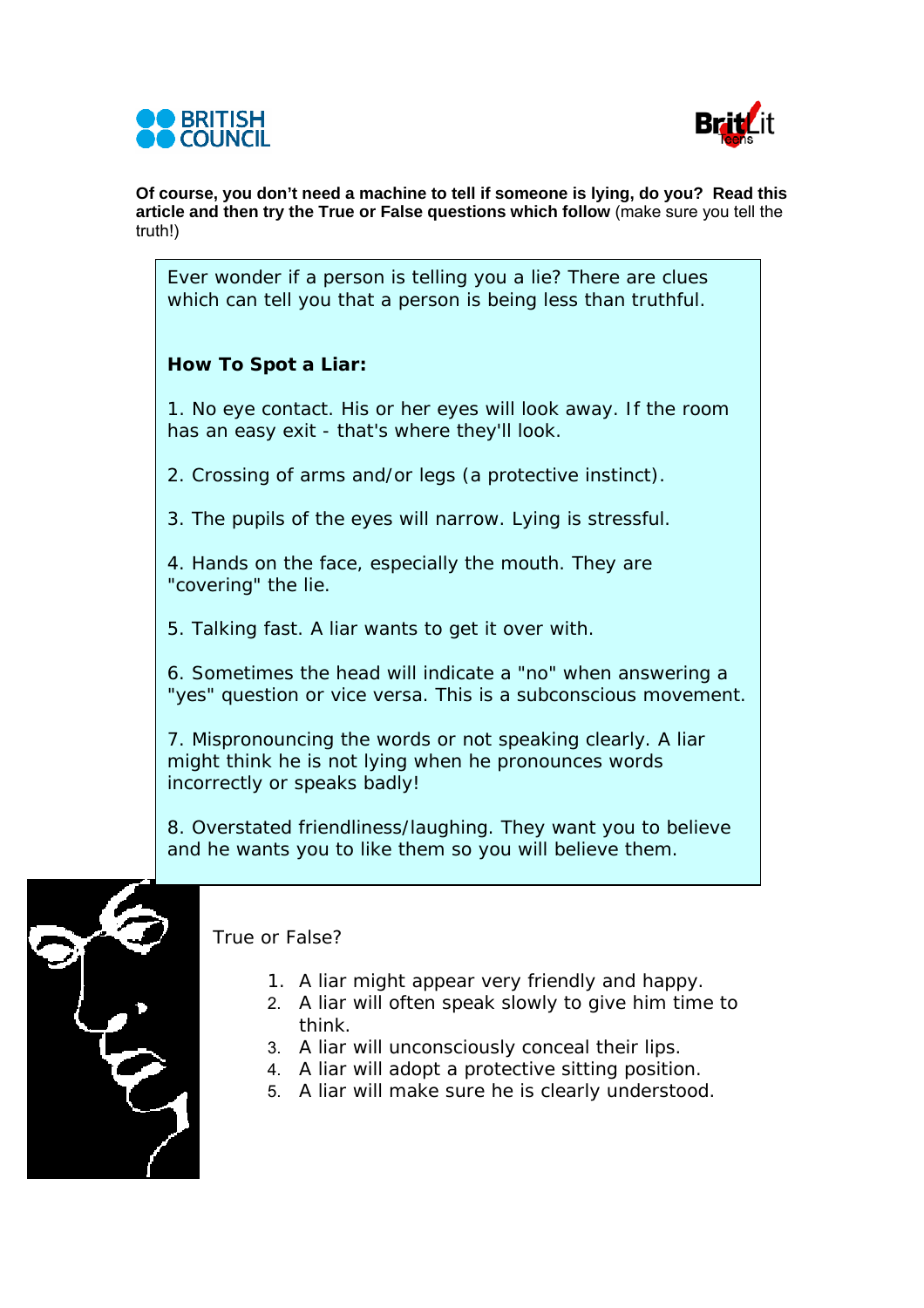**Of course, you don't need a machine to tell if someone is lying, do you? Read this article and then try the True or False questions which follow** (make sure you tell the truth!)

Ever wonder if a person is telling you a lie? There are clues which can tell you that a person is being less than truthful.

**How To Spot a Liar:**

1. No eye contact. His or her eyes will look away. If the room has an easy exit - that's where they'll look.

2. Crossing of arms and/or legs (a protective instinct).

3. The pupils of the eyes will narrow. Lying is stressful.

4. Hands on the face, especially the mouth. They are "covering" the lie.

5. Talking fast. A liar wants to get it over with.

6. Sometimes the head will indicate a "no" when answering a "yes" question or vice versa. This is a subconscious movement.

7. Mispronouncing the words or not speaking clearly. A liar might think he is not lying when he pronounces words incorrectly or speaks badly!

8. Overstated friendliness/laughing. They want you to believe and he wants you to like them so you will believe them.

True or False?

1. A liar might appear very friendly and happy.
2. A liar will often speak slowly to give him time to think.
3. A liar will unconsciously conceal their lips.
4. A liar will adopt a protective sitting position.
5. A liar will make sure he is clearly understood.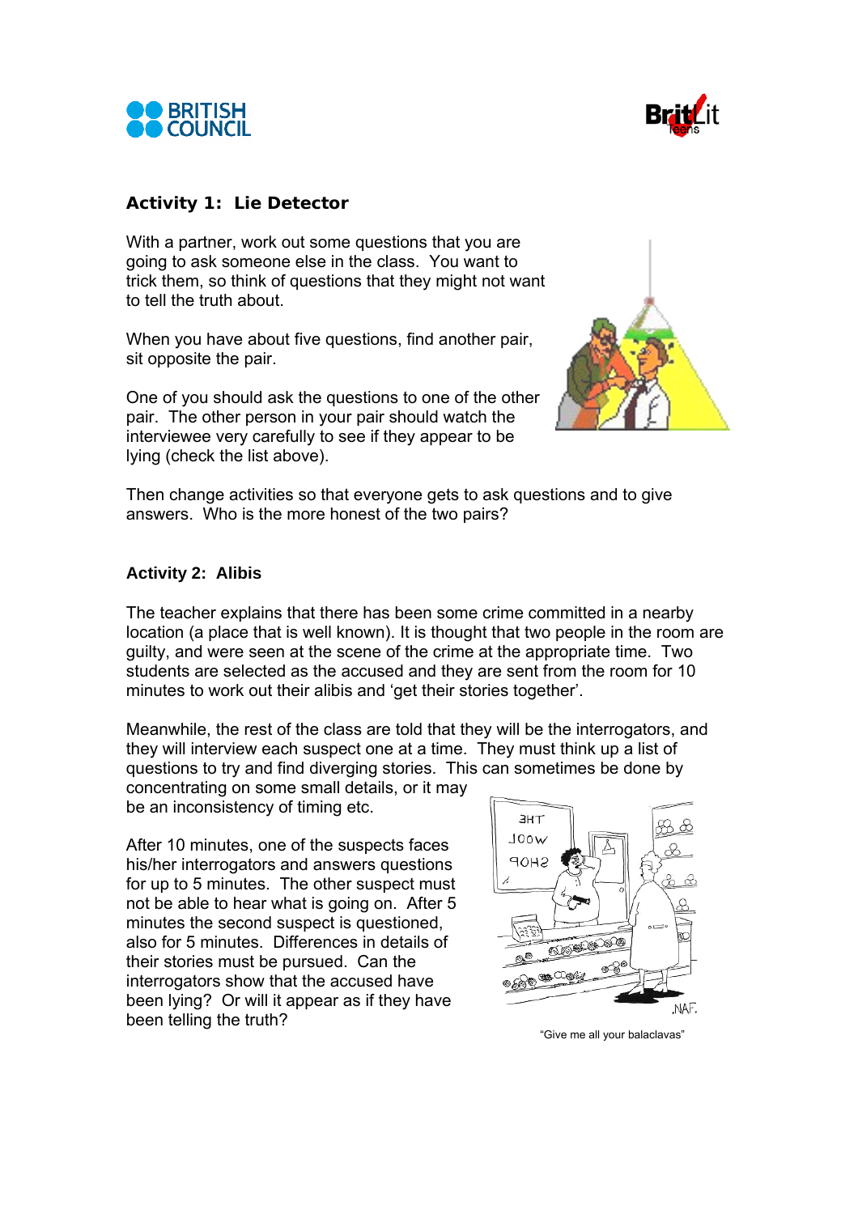## Activity 1: Lie Detector

With a partner, work out some questions that you are going to ask someone else in the class. You want to trick them, so think of questions that they might not want to tell the truth about.

When you have about five questions, find another pair, sit opposite the pair.

One of you should ask the questions to one of the other pair. The other person in your pair should watch the interviewee very carefully to see if they appear to be lying (check the list above).

Then change activities so that everyone gets to ask questions and to give answers. Who is the more honest of the two pairs?

## Activity 2: Alibis

The teacher explains that there has been some crime committed in a nearby location (a place that is well known). It is thought that two people in the room are guilty, and were seen at the scene of the crime at the appropriate time. Two students are selected as the accused and they are sent from the room for 10 minutes to work out their alibis and 'get their stories together'.

Meanwhile, the rest of the class are told that they will be the interrogators, and they will interview each suspect one at a time. They must think up a list of questions to try and find diverging stories. This can sometimes be done by concentrating on some small details, or it may be an inconsistency of timing etc.

After 10 minutes, one of the suspects faces his/her interrogators and answers questions for up to 5 minutes. The other suspect must not be able to hear what is going on. After 5 minutes the second suspect is questioned, also for 5 minutes. Differences in details of their stories must be pursued. Can the interrogators show that the accused have been lying? Or will it appear as if they have been telling the truth?

"Give me all your balaclavas"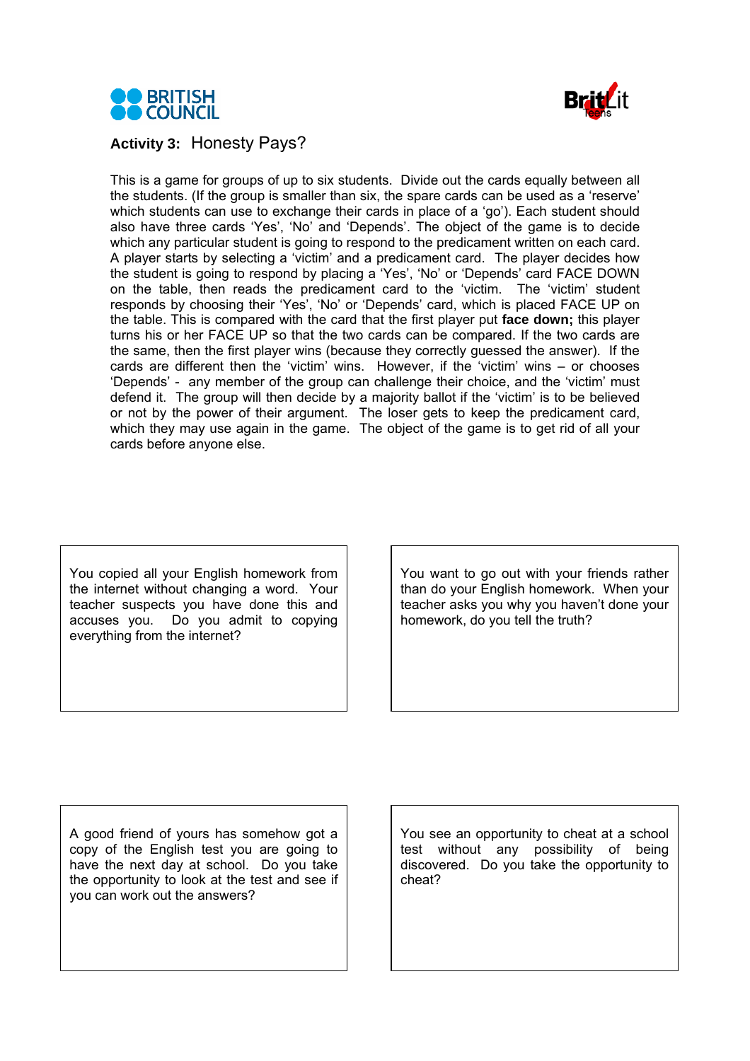**Activity 3:** Honesty Pays?

This is a game for groups of up to six students. Divide out the cards equally between all the students. (If the group is smaller than six, the spare cards can be used as a 'reserve' which students can use to exchange their cards in place of a 'go'). Each student should also have three cards 'Yes', 'No' and 'Depends'. The object of the game is to decide which any particular student is going to respond to the predicament written on each card. A player starts by selecting a 'victim' and a predicament card. The player decides how the student is going to respond by placing a 'Yes', 'No' or 'Depends' card FACE DOWN on the table, then reads the predicament card to the 'victim. The 'victim' student responds by choosing their 'Yes', 'No' or 'Depends' card, which is placed FACE UP on the table. This is compared with the card that the first player put **face down;** this player turns his or her FACE UP so that the two cards can be compared. If the two cards are the same, then the first player wins (because they correctly guessed the answer). If the cards are different then the 'victim' wins. However, if the 'victim' wins – or chooses 'Depends' - any member of the group can challenge their choice, and the 'victim' must defend it. The group will then decide by a majority ballot if the 'victim' is to be believed or not by the power of their argument. The loser gets to keep the predicament card, which they may use again in the game. The object of the game is to get rid of all your cards before anyone else.

You copied all your English homework from the internet without changing a word. Your teacher suspects you have done this and accuses you. Do you admit to copying everything from the internet?

You want to go out with your friends rather than do your English homework. When your teacher asks you why you haven't done your homework, do you tell the truth?

A good friend of yours has somehow got a copy of the English test you are going to have the next day at school. Do you take the opportunity to look at the test and see if you can work out the answers?

You see an opportunity to cheat at a school test without any possibility of being discovered. Do you take the opportunity to cheat?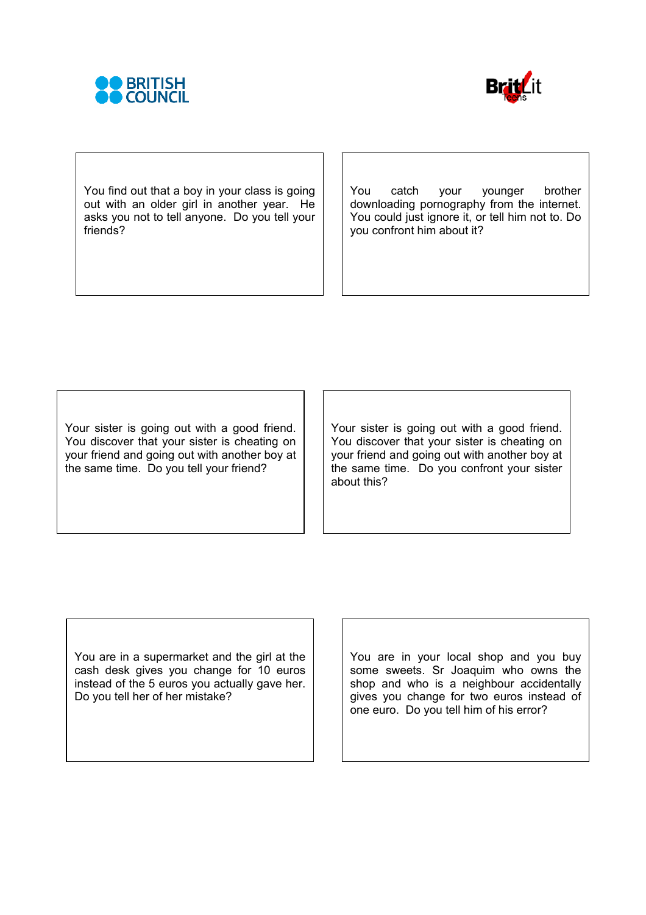BRITISH COUNCIL

BritLit Teens

You find out that a boy in your class is going out with an older girl in another year. He asks you not to tell anyone. Do you tell your friends?

You catch your younger brother downloading pornography from the internet. You could just ignore it, or tell him not to. Do you confront him about it?

Your sister is going out with a good friend. You discover that your sister is cheating on your friend and going out with another boy at the same time. Do you tell your friend?

Your sister is going out with a good friend. You discover that your sister is cheating on your friend and going out with another boy at the same time. Do you confront your sister about this?

You are in a supermarket and the girl at the cash desk gives you change for 10 euros instead of the 5 euros you actually gave her. Do you tell her of her mistake?

You are in your local shop and you buy some sweets. Sr Joaquim who owns the shop and who is a neighbour accidentally gives you change for two euros instead of one euro. Do you tell him of his error?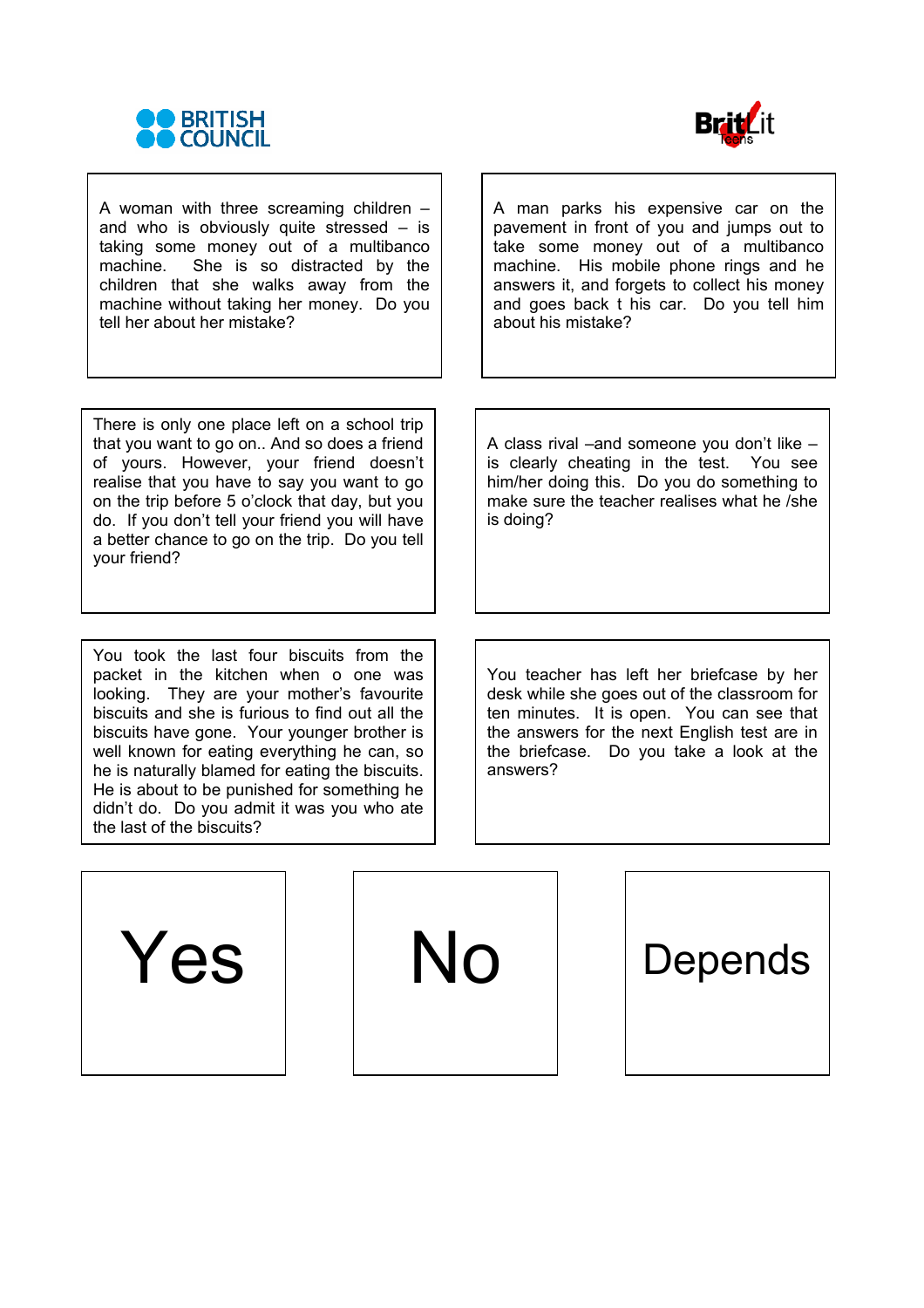BRITISH COUNCIL

BritLit Teens

A woman with three screaming children – and who is obviously quite stressed – is taking some money out of a multibanco machine. She is so distracted by the children that she walks away from the machine without taking her money. Do you tell her about her mistake?

A man parks his expensive car on the pavement in front of you and jumps out to take some money out of a multibanco machine. His mobile phone rings and he answers it, and forgets to collect his money and goes back t his car. Do you tell him about his mistake?

There is only one place left on a school trip that you want to go on.. And so does a friend of yours. However, your friend doesn't realise that you have to say you want to go on the trip before 5 o'clock that day, but you do. If you don't tell your friend you will have a better chance to go on the trip. Do you tell your friend?

A class rival –and someone you don't like – is clearly cheating in the test. You see him/her doing this. Do you do something to make sure the teacher realises what he /she is doing?

You took the last four biscuits from the packet in the kitchen when o one was looking. They are your mother's favourite biscuits and she is furious to find out all the biscuits have gone. Your younger brother is well known for eating everything he can, so he is naturally blamed for eating the biscuits. He is about to be punished for something he didn't do. Do you admit it was you who ate the last of the biscuits?

You teacher has left her briefcase by her desk while she goes out of the classroom for ten minutes. It is open. You can see that the answers for the next English test are in the briefcase. Do you take a look at the answers?

Yes

No

Depends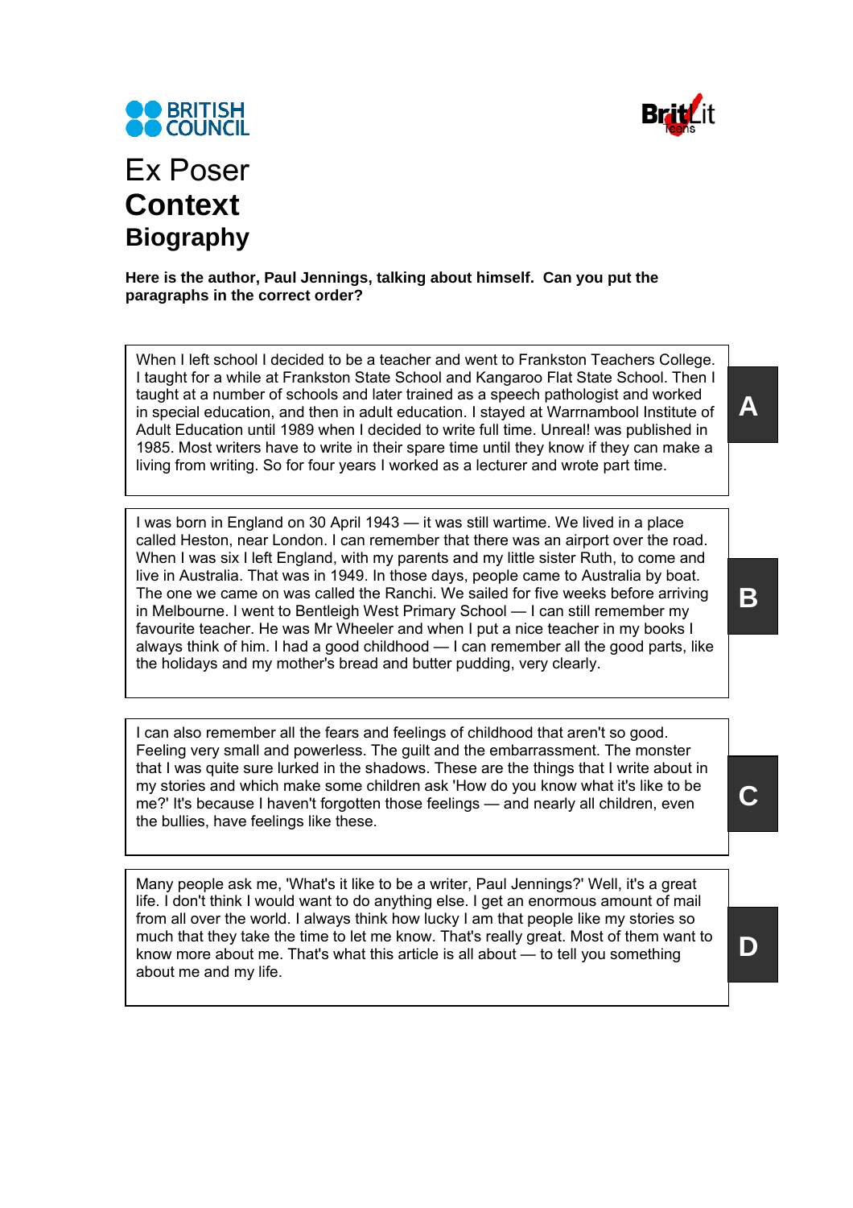# Ex Poser

## Context

## Biography

**Here is the author, Paul Jennings, talking about himself. Can you put the paragraphs in the correct order?**

When I left school I decided to be a teacher and went to Frankston Teachers College. I taught for a while at Frankston State School and Kangaroo Flat State School. Then I taught at a number of schools and later trained as a speech pathologist and worked in special education, and then in adult education. I stayed at Warrnambool Institute of Adult Education until 1989 when I decided to write full time. Unreal! was published in 1985. Most writers have to write in their spare time until they know if they can make a living from writing. So for four years I worked as a lecturer and wrote part time.

**A**

I was born in England on 30 April 1943 — it was still wartime. We lived in a place called Heston, near London. I can remember that there was an airport over the road. When I was six I left England, with my parents and my little sister Ruth, to come and live in Australia. That was in 1949. In those days, people came to Australia by boat. The one we came on was called the Ranchi. We sailed for five weeks before arriving in Melbourne. I went to Bentleigh West Primary School — I can still remember my favourite teacher. He was Mr Wheeler and when I put a nice teacher in my books I always think of him. I had a good childhood — I can remember all the good parts, like the holidays and my mother's bread and butter pudding, very clearly.

**B**

I can also remember all the fears and feelings of childhood that aren't so good. Feeling very small and powerless. The guilt and the embarrassment. The monster that I was quite sure lurked in the shadows. These are the things that I write about in my stories and which make some children ask 'How do you know what it's like to be me?' It's because I haven't forgotten those feelings — and nearly all children, even the bullies, have feelings like these.

**C**

Many people ask me, 'What's it like to be a writer, Paul Jennings?' Well, it's a great life. I don't think I would want to do anything else. I get an enormous amount of mail from all over the world. I always think how lucky I am that people like my stories so much that they take the time to let me know. That's really great. Most of them want to know more about me. That's what this article is all about — to tell you something about me and my life.

**D**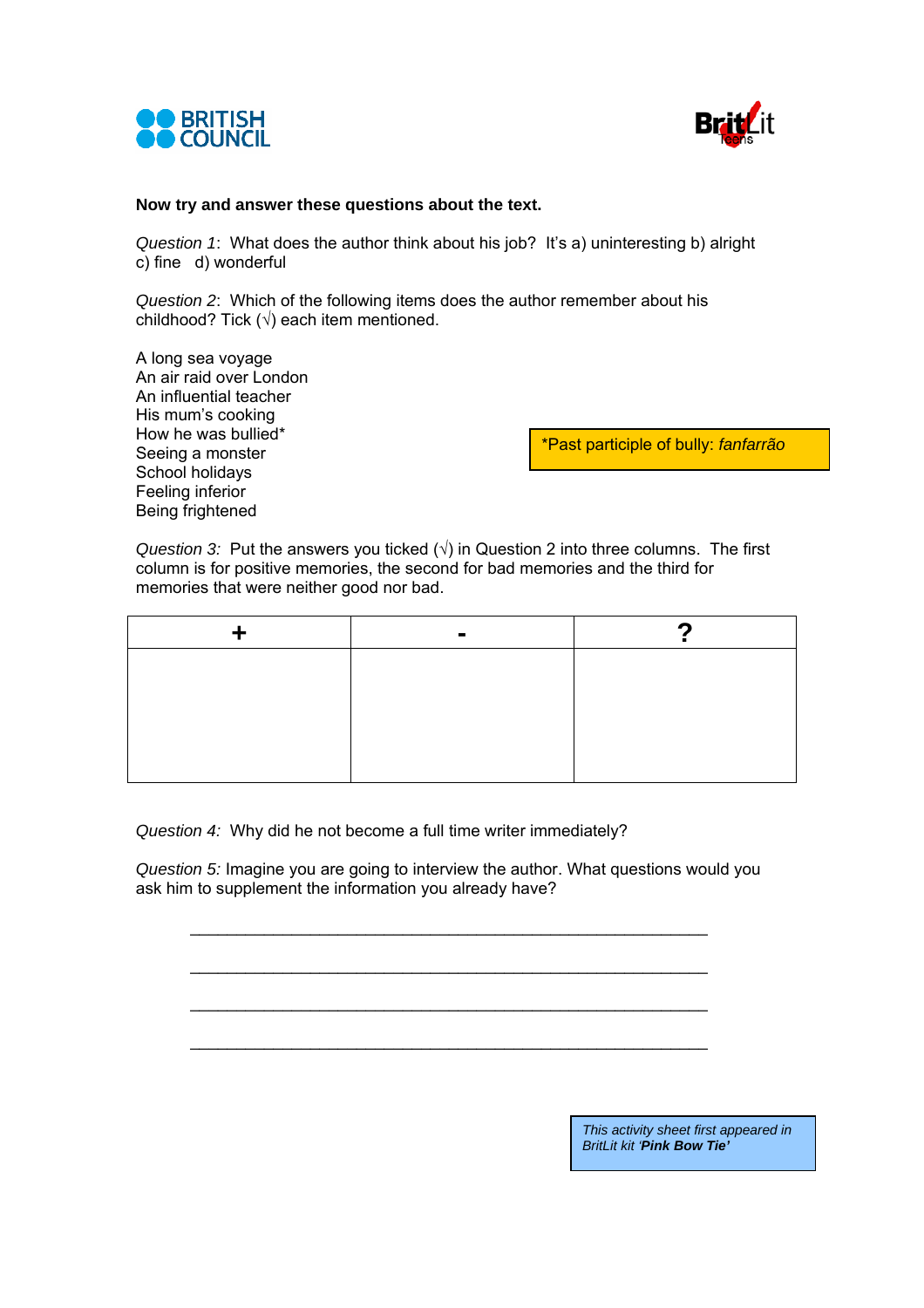**Now try and answer these questions about the text.**

*Question 1*: What does the author think about his job? It's a) uninteresting b) alright c) fine d) wonderful

*Question 2*: Which of the following items does the author remember about his childhood? Tick (√) each item mentioned.

A long sea voyage
An air raid over London
An influential teacher
His mum's cooking
How he was bullied*
Seeing a monster
School holidays
Feeling inferior
Being frightened

*Past participle of bully: *fanfarrão*

*Question 3:* Put the answers you ticked (√) in Question 2 into three columns. The first column is for positive memories, the second for bad memories and the third for memories that were neither good nor bad.

| + | - | ? |
|---|---|---|
| | | |

*Question 4:* Why did he not become a full time writer immediately?

*Question 5:* Imagine you are going to interview the author. What questions would you ask him to supplement the information you already have?

______________________________________________________

______________________________________________________

______________________________________________________

______________________________________________________

*This activity sheet first appeared in BritLit kit '**Pink Bow Tie'***